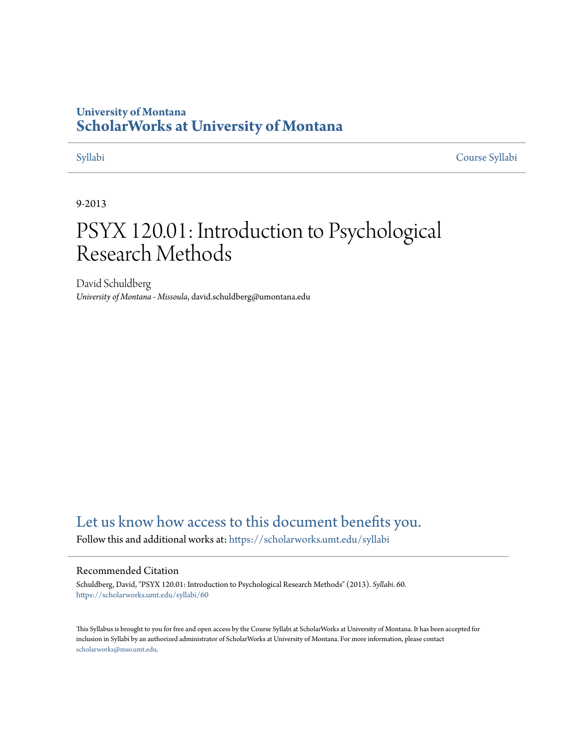University of Montana

# ScholarWorks at University of Montana

Syllabi | Course Syllabi

9-2013

# PSYX 120.01: Introduction to Psychological Research Methods

David Schuldberg

*University of Montana - Missoula*, david.schuldberg@umontana.edu

## Let us know how access to this document benefits you.

Follow this and additional works at: https://scholarworks.umt.edu/syllabi

### Recommended Citation

Schuldberg, David, "PSYX 120.01: Introduction to Psychological Research Methods" (2013). *Syllabi*. 60.
https://scholarworks.umt.edu/syllabi/60

This Syllabus is brought to you for free and open access by the Course Syllabi at ScholarWorks at University of Montana. It has been accepted for inclusion in Syllabi by an authorized administrator of ScholarWorks at University of Montana. For more information, please contact scholarworks@mso.umt.edu.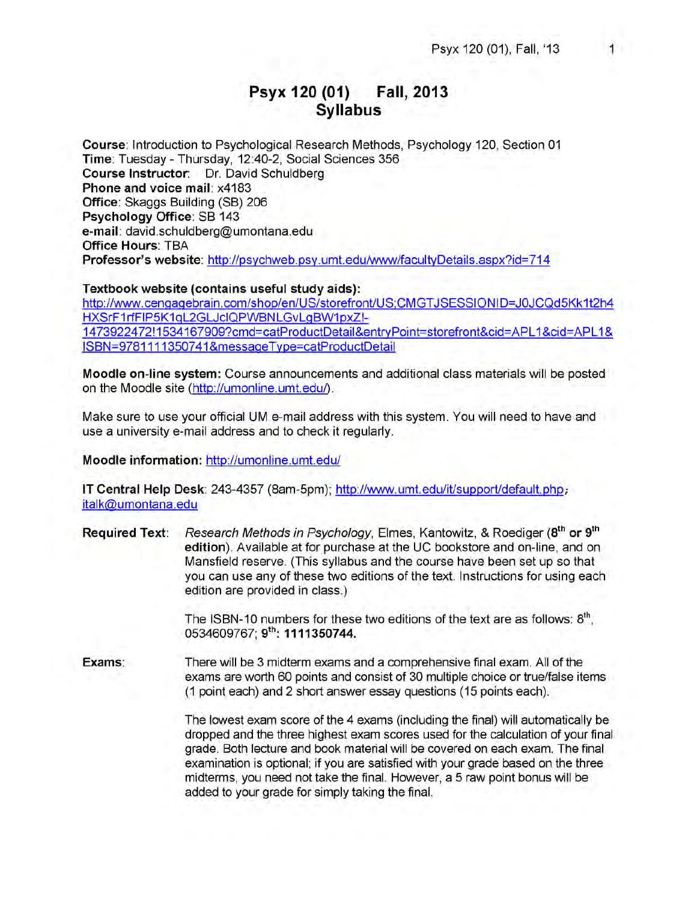# Psyx 120 (01) Fall, 2013
# Syllabus

**Course**: Introduction to Psychological Research Methods, Psychology 120, Section 01
**Time**: Tuesday - Thursday, 12:40-2, Social Sciences 356
**Course Instructor**: Dr. David Schuldberg
**Phone and voice mail**: x4183
**Office**: Skaggs Building (SB) 206
**Psychology Office**: SB 143
**e-mail**: david.schuldberg@umontana.edu
**Office Hours**: TBA
**Professor's website**: http://psychweb.psy.umt.edu/www/facultyDetails.aspx?id=714

**Textbook website (contains useful study aids):**
http://www.cengagebrain.com/shop/en/US/storefront/US;CMGTJSESSIONID=J0JCQd5Kk1t2h4HXSrF1rfFlP5K1qL2GLJclQPWBNLGvLgBW1pxZ!-1473922472!1534167909?cmd=catProductDetail&entryPoint=storefront&cid=APL1&cid=APL1&ISBN=9781111350741&messageType=catProductDetail

**Moodle on-line system:** Course announcements and additional class materials will be posted on the Moodle site (http://umonline.umt.edu/).

Make sure to use your official UM e-mail address with this system. You will need to have and use a university e-mail address and to check it regularly.

**Moodle information:** http://umonline.umt.edu/

**IT Central Help Desk**: 243-4357 (8am-5pm); http://www.umt.edu/it/support/default.php; italk@umontana.edu

**Required Text**: *Research Methods in Psychology*, Elmes, Kantowitz, & Roediger (**8th or 9th edition**). Available at for purchase at the UC bookstore and on-line, and on Mansfield reserve. (This syllabus and the course have been set up so that you can use any of these two editions of the text. Instructions for using each edition are provided in class.)

The ISBN-10 numbers for these two editions of the text are as follows: 8th, 0534609767; **9th: 1111350744.**

**Exams**: There will be 3 midterm exams and a comprehensive final exam. All of the exams are worth 60 points and consist of 30 multiple choice or true/false items (1 point each) and 2 short answer essay questions (15 points each).

The lowest exam score of the 4 exams (including the final) will automatically be dropped and the three highest exam scores used for the calculation of your final grade. Both lecture and book material will be covered on each exam. The final examination is optional; if you are satisfied with your grade based on the three midterms, you need not take the final. However, a 5 raw point bonus will be added to your grade for simply taking the final.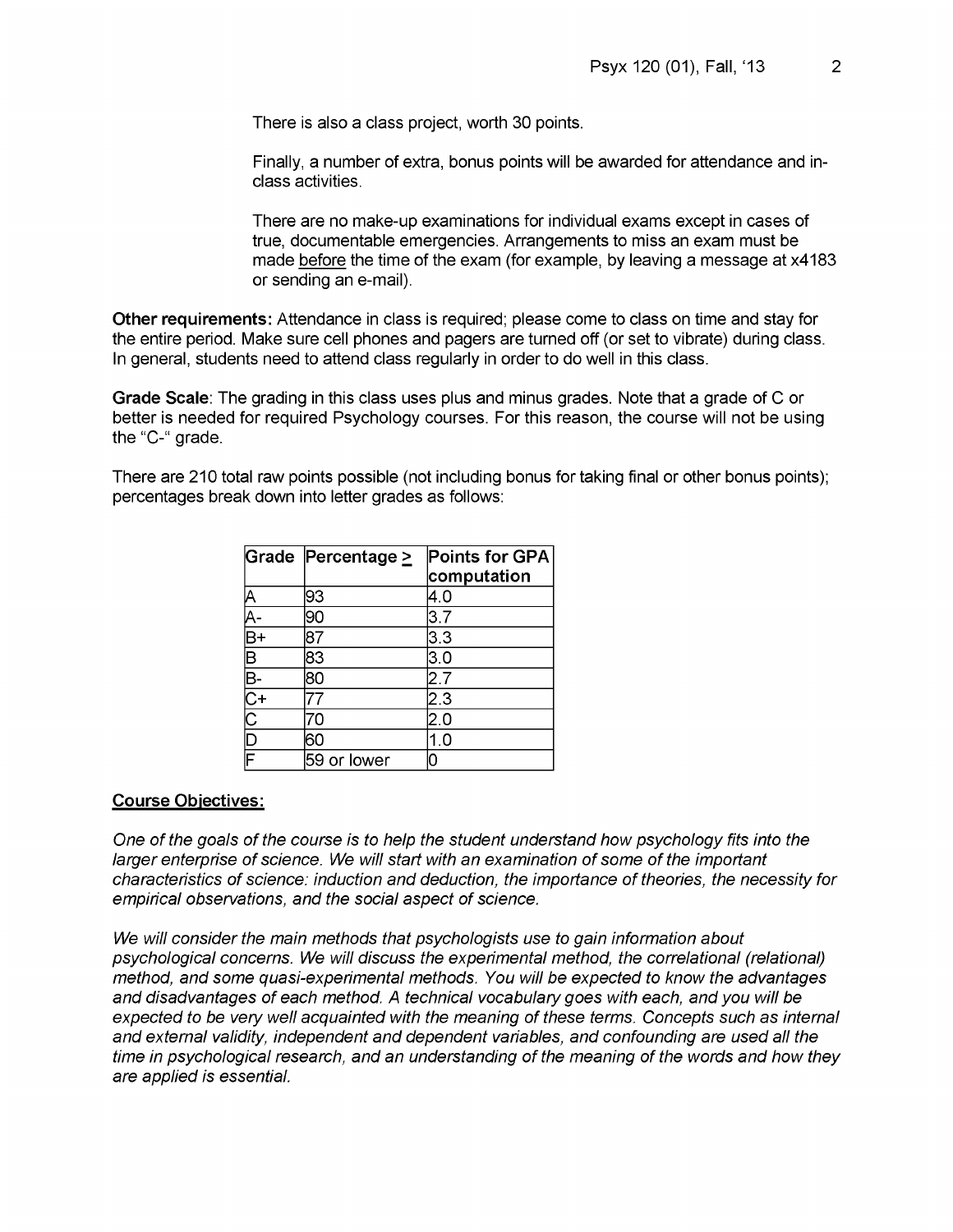There is also a class project, worth 30 points.

Finally, a number of extra, bonus points will be awarded for attendance and in-class activities.

There are no make-up examinations for individual exams except in cases of true, documentable emergencies. Arrangements to miss an exam must be made <u>before</u> the time of the exam (for example, by leaving a message at x4183 or sending an e-mail).

**Other requirements:** Attendance in class is required; please come to class on time and stay for the entire period. Make sure cell phones and pagers are turned off (or set to vibrate) during class. In general, students need to attend class regularly in order to do well in this class.

**Grade Scale**: The grading in this class uses plus and minus grades. Note that a grade of C or better is needed for required Psychology courses. For this reason, the course will not be using the "C-" grade.

There are 210 total raw points possible (not including bonus for taking final or other bonus points); percentages break down into letter grades as follows:

| Grade | Percentage ≥ | Points for GPA computation |
|---|---|---|
| A | 93 | 4.0 |
| A- | 90 | 3.7 |
| B+ | 87 | 3.3 |
| B | 83 | 3.0 |
| B- | 80 | 2.7 |
| C+ | 77 | 2.3 |
| C | 70 | 2.0 |
| D | 60 | 1.0 |
| F | 59 or lower | 0 |

## Course Objectives:

*One of the goals of the course is to help the student understand how psychology fits into the larger enterprise of science. We will start with an examination of some of the important characteristics of science: induction and deduction, the importance of theories, the necessity for empirical observations, and the social aspect of science.*

*We will consider the main methods that psychologists use to gain information about psychological concerns. We will discuss the experimental method, the correlational (relational) method, and some quasi-experimental methods. You will be expected to know the advantages and disadvantages of each method. A technical vocabulary goes with each, and you will be expected to be very well acquainted with the meaning of these terms. Concepts such as internal and external validity, independent and dependent variables, and confounding are used all the time in psychological research, and an understanding of the meaning of the words and how they are applied is essential.*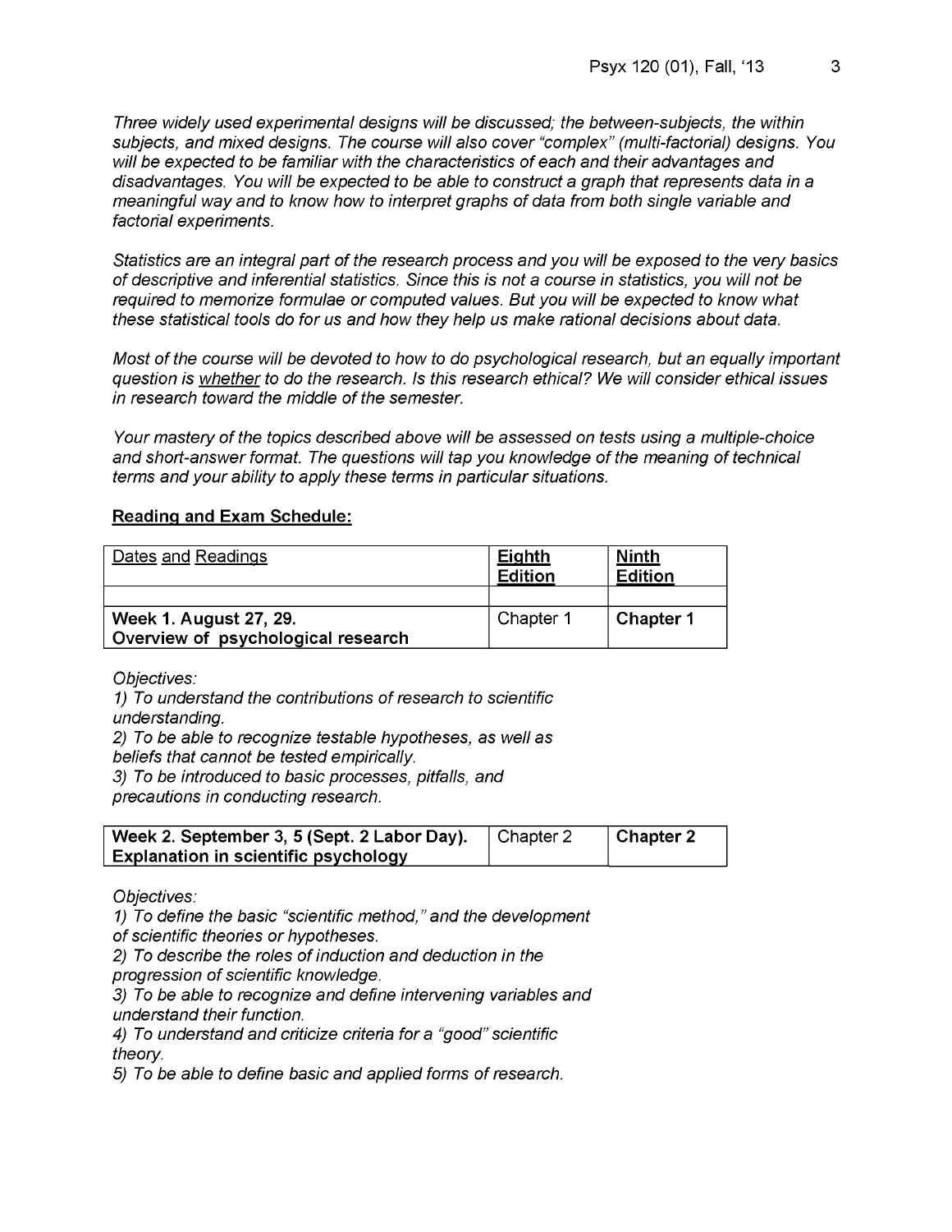*Three widely used experimental designs will be discussed; the between-subjects, the within subjects, and mixed designs. The course will also cover "complex" (multi-factorial) designs. You will be expected to be familiar with the characteristics of each and their advantages and disadvantages. You will be expected to be able to construct a graph that represents data in a meaningful way and to know how to interpret graphs of data from both single variable and factorial experiments.*

*Statistics are an integral part of the research process and you will be exposed to the very basics of descriptive and inferential statistics. Since this is not a course in statistics, you will not be required to memorize formulae or computed values. But you will be expected to know what these statistical tools do for us and how they help us make rational decisions about data.*

*Most of the course will be devoted to how to do psychological research, but an equally important question is whether to do the research. Is this research ethical? We will consider ethical issues in research toward the middle of the semester.*

*Your mastery of the topics described above will be assessed on tests using a multiple-choice and short-answer format. The questions will tap you knowledge of the meaning of technical terms and your ability to apply these terms in particular situations.*

**Reading and Exam Schedule:**

| Dates and Readings | **Eighth Edition** | **Ninth Edition** |
|---|---|---|
| | | |
| **Week 1. August 27, 29. Overview of psychological research** | Chapter 1 | **Chapter 1** |

*Objectives:*
*1) To understand the contributions of research to scientific understanding.*
*2) To be able to recognize testable hypotheses, as well as beliefs that cannot be tested empirically.*
*3) To be introduced to basic processes, pitfalls, and precautions in conducting research.*

| **Week 2. September 3, 5 (Sept. 2 Labor Day). Explanation in scientific psychology** | Chapter 2 | **Chapter 2** |
|---|---|---|

*Objectives:*
*1) To define the basic "scientific method," and the development of scientific theories or hypotheses.*
*2) To describe the roles of induction and deduction in the progression of scientific knowledge.*
*3) To be able to recognize and define intervening variables and understand their function.*
*4) To understand and criticize criteria for a "good" scientific theory.*
*5) To be able to define basic and applied forms of research.*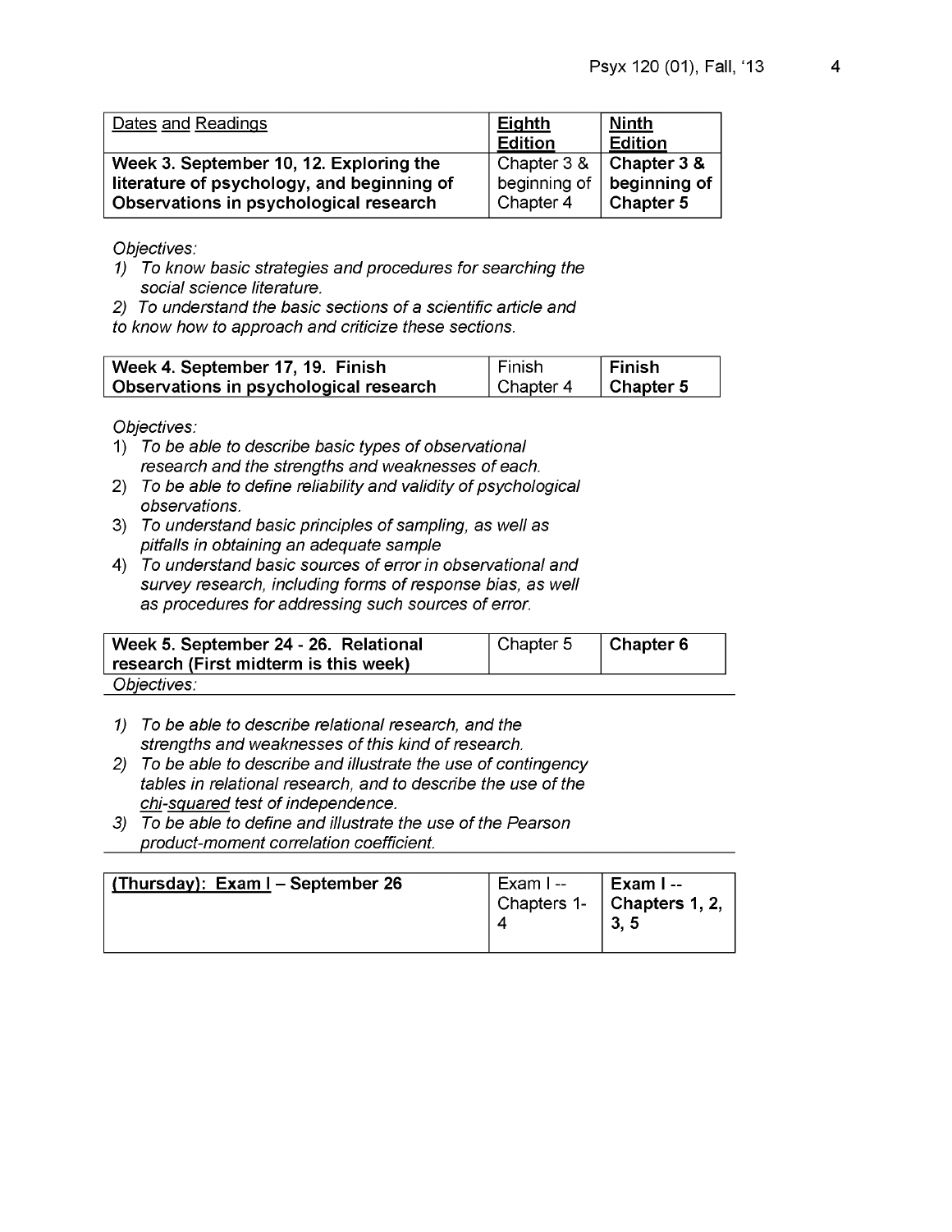| Dates and Readings | Eighth Edition | Ninth Edition |
|---|---|---|
| **Week 3. September 10, 12. Exploring the literature of psychology, and beginning of Observations in psychological research** | Chapter 3 & beginning of Chapter 4 | **Chapter 3 & beginning of Chapter 5** |

*Objectives:*

1) *To know basic strategies and procedures for searching the social science literature.*
2) *To understand the basic sections of a scientific article and to know how to approach and criticize these sections.*

| Week | Eighth Edition | Ninth Edition |
|---|---|---|
| **Week 4. September 17, 19. Finish Observations in psychological research** | Finish Chapter 4 | **Finish Chapter 5** |

*Objectives:*

1) *To be able to describe basic types of observational research and the strengths and weaknesses of each.*
2) *To be able to define reliability and validity of psychological observations.*
3) *To understand basic principles of sampling, as well as pitfalls in obtaining an adequate sample*
4) *To understand basic sources of error in observational and survey research, including forms of response bias, as well as procedures for addressing such sources of error.*

| Week | Eighth Edition | Ninth Edition |
|---|---|---|
| **Week 5. September 24 - 26. Relational research (First midterm is this week)** | Chapter 5 | **Chapter 6** |

*Objectives:*

1) *To be able to describe relational research, and the strengths and weaknesses of this kind of research.*
2) *To be able to describe and illustrate the use of contingency tables in relational research, and to describe the use of the chi-squared test of independence.*
3) *To be able to define and illustrate the use of the Pearson product-moment correlation coefficient.*

| Exam | Eighth Edition | Ninth Edition |
|---|---|---|
| **(Thursday): Exam I – September 26** | Exam I -- Chapters 1-4 | **Exam I -- Chapters 1, 2, 3, 5** |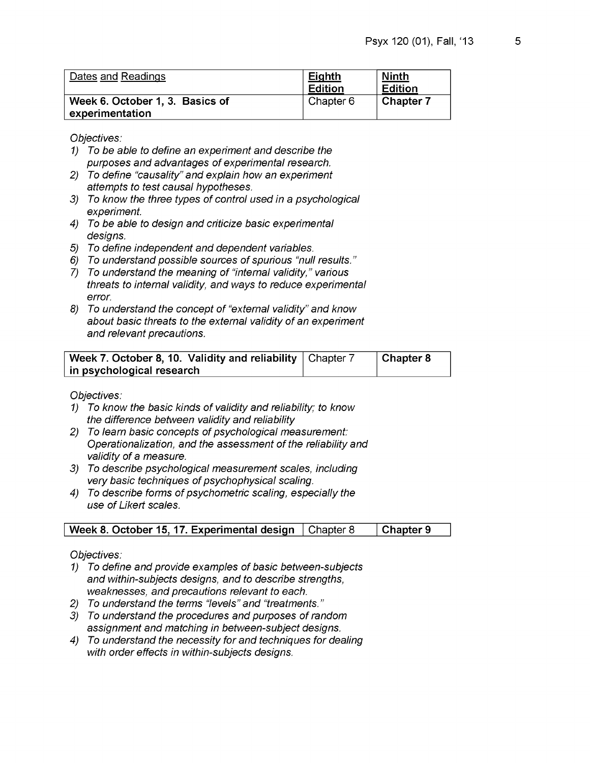| Dates and Readings | Eighth Edition | Ninth Edition |
|---|---|---|
| **Week 6. October 1, 3. Basics of experimentation** | Chapter 6 | **Chapter 7** |

*Objectives:*

1) *To be able to define an experiment and describe the purposes and advantages of experimental research.*
2) *To define "causality" and explain how an experiment attempts to test causal hypotheses.*
3) *To know the three types of control used in a psychological experiment.*
4) *To be able to design and criticize basic experimental designs.*
5) *To define independent and dependent variables.*
6) *To understand possible sources of spurious "null results."*
7) *To understand the meaning of "internal validity," various threats to internal validity, and ways to reduce experimental error.*
8) *To understand the concept of "external validity" and know about basic threats to the external validity of an experiment and relevant precautions.*

| **Week 7. October 8, 10. Validity and reliability in psychological research** | Chapter 7 | **Chapter 8** |
|---|---|---|

*Objectives:*

1) *To know the basic kinds of validity and reliability; to know the difference between validity and reliability*
2) *To learn basic concepts of psychological measurement: Operationalization, and the assessment of the reliability and validity of a measure.*
3) *To describe psychological measurement scales, including very basic techniques of psychophysical scaling.*
4) *To describe forms of psychometric scaling, especially the use of Likert scales.*

| **Week 8. October 15, 17. Experimental design** | Chapter 8 | **Chapter 9** |
|---|---|---|

*Objectives:*

1) *To define and provide examples of basic between-subjects and within-subjects designs, and to describe strengths, weaknesses, and precautions relevant to each.*
2) *To understand the terms "levels" and "treatments."*
3) *To understand the procedures and purposes of random assignment and matching in between-subject designs.*
4) *To understand the necessity for and techniques for dealing with order effects in within-subjects designs.*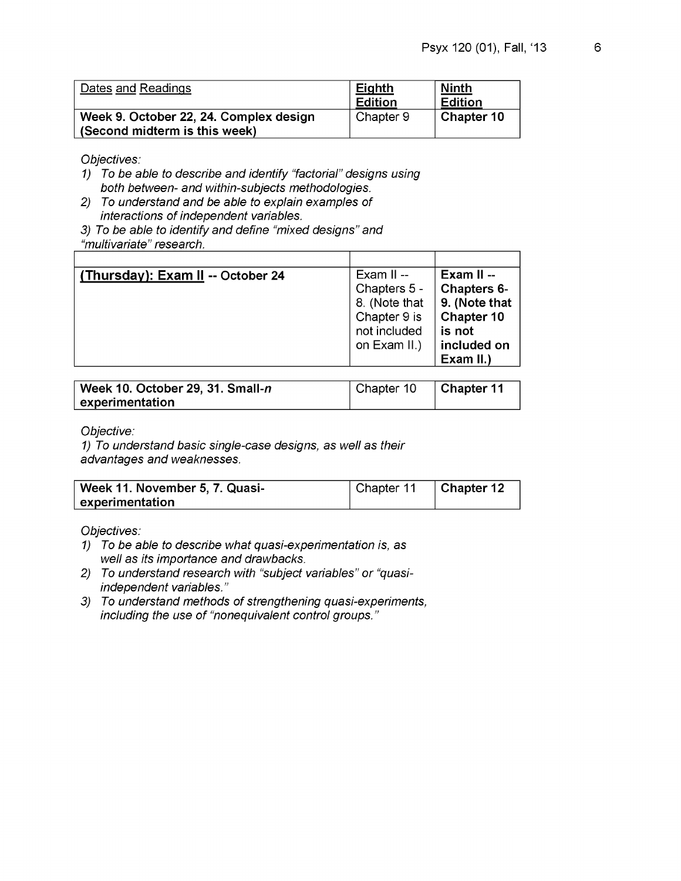| Dates and Readings | Eighth Edition | Ninth Edition |
|---|---|---|
| **Week 9. October 22, 24. Complex design (Second midterm is this week)** | Chapter 9 | **Chapter 10** |

*Objectives:*

1) *To be able to describe and identify "factorial" designs using both between- and within-subjects methodologies.*
2) *To understand and be able to explain examples of interactions of independent variables.*
3) *To be able to identify and define "mixed designs" and "multivariate" research.*

| | | |
|---|---|---|
| | | |
| **(Thursday): Exam II -- October 24** | Exam II -- Chapters 5 - 8. (Note that Chapter 9 is not included on Exam II.) | **Exam II -- Chapters 6-9. (Note that Chapter 10 is not included on Exam II.)** |

| | | |
|---|---|---|
| **Week 10. October 29, 31. Small-*n* experimentation** | Chapter 10 | **Chapter 11** |

*Objective:*

1) *To understand basic single-case designs, as well as their advantages and weaknesses.*

| | | |
|---|---|---|
| **Week 11. November 5, 7. Quasi-experimentation** | Chapter 11 | **Chapter 12** |

*Objectives:*

1) *To be able to describe what quasi-experimentation is, as well as its importance and drawbacks.*
2) *To understand research with "subject variables" or "quasi-independent variables."*
3) *To understand methods of strengthening quasi-experiments, including the use of "nonequivalent control groups."*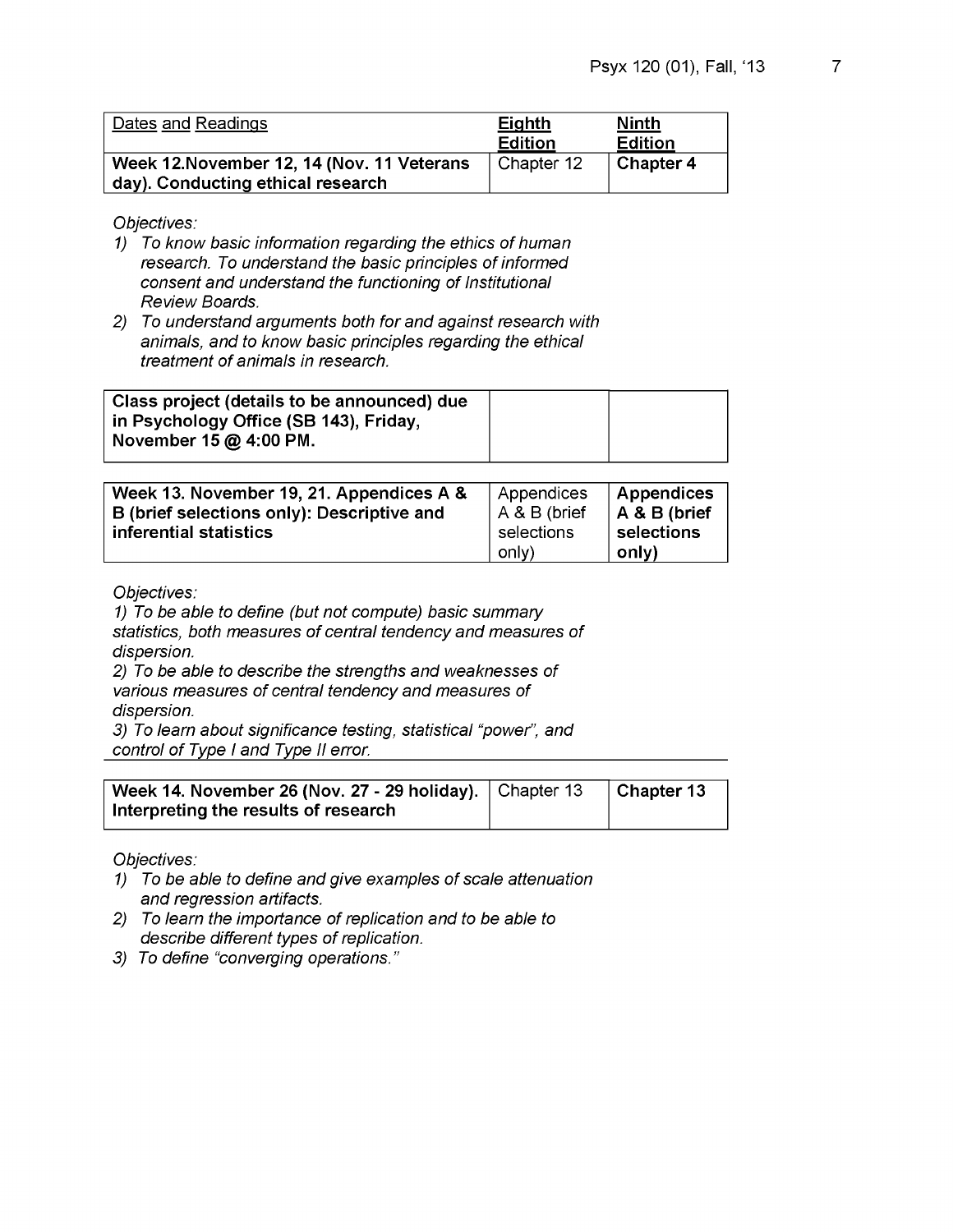| Dates and Readings | Eighth Edition | Ninth Edition |
|---|---|---|
| **Week 12.November 12, 14 (Nov. 11 Veterans day). Conducting ethical research** | Chapter 12 | **Chapter 4** |

*Objectives:*

1) *To know basic information regarding the ethics of human research. To understand the basic principles of informed consent and understand the functioning of Institutional Review Boards.*
2) *To understand arguments both for and against research with animals, and to know basic principles regarding the ethical treatment of animals in research.*

| **Class project (details to be announced) due in Psychology Office (SB 143), Friday, November 15 @ 4:00 PM.** | | |
|---|---|---|

| **Week 13. November 19, 21. Appendices A & B (brief selections only): Descriptive and inferential statistics** | Appendices A & B (brief selections only) | **Appendices A & B (brief selections only)** |
|---|---|---|

*Objectives:*

*1) To be able to define (but not compute) basic summary statistics, both measures of central tendency and measures of dispersion.*
*2) To be able to describe the strengths and weaknesses of various measures of central tendency and measures of dispersion.*
*3) To learn about significance testing, statistical "power", and control of Type I and Type II error.*

| **Week 14. November 26 (Nov. 27 - 29 holiday). Interpreting the results of research** | Chapter 13 | **Chapter 13** |
|---|---|---|

*Objectives:*

1) *To be able to define and give examples of scale attenuation and regression artifacts.*
2) *To learn the importance of replication and to be able to describe different types of replication.*
3) *To define "converging operations."*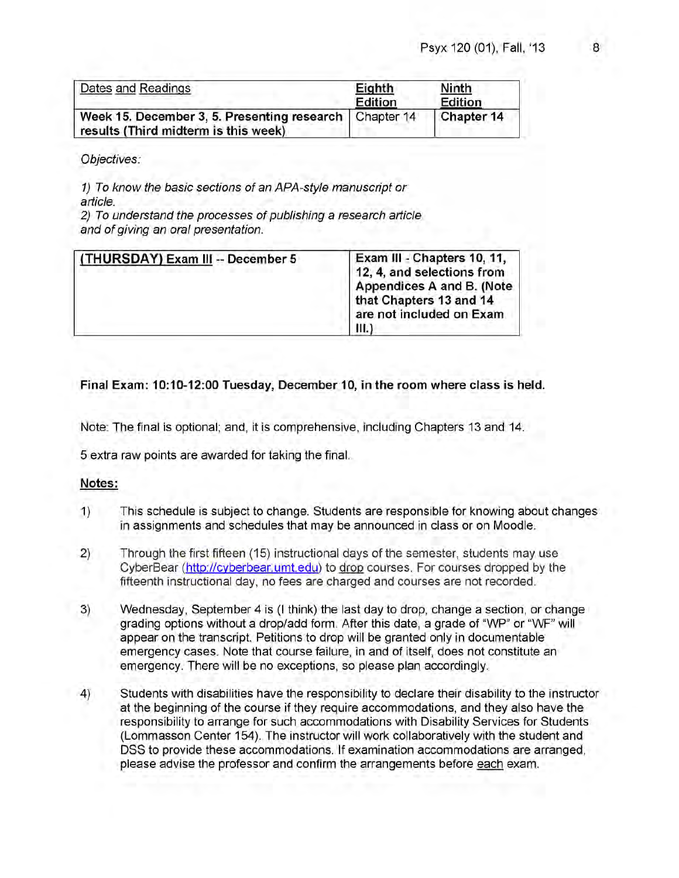| <u>Dates and Readings</u> | <u>Eighth Edition</u> | <u>Ninth Edition</u> |
|---|---|---|
| **Week 15. December 3, 5. Presenting research results (Third midterm is this week)** | Chapter 14 | **Chapter 14** |

*Objectives:*

*1) To know the basic sections of an APA-style manuscript or article.*
*2) To understand the processes of publishing a research article and of giving an oral presentation.*

| **<u>(THURSDAY) Exam III</u> -- December 5** | **Exam III - Chapters 10, 11, 12, 4, and selections from Appendices A and B. (Note that Chapters 13 and 14 are not included on Exam III.)** |
|---|---|

**Final Exam: 10:10-12:00 Tuesday, December 10, in the room where class is held.**

Note: The final is optional; and, it is comprehensive, including Chapters 13 and 14.

5 extra raw points are awarded for taking the final.

**<u>Notes:</u>**

1) This schedule is subject to change. Students are responsible for knowing about changes in assignments and schedules that may be announced in class or on Moodle.

2) Through the first fifteen (15) instructional days of the semester, students may use CyberBear (http://cyberbear.umt.edu) to <u>drop</u> courses. For courses dropped by the fifteenth instructional day, no fees are charged and courses are not recorded.

3) Wednesday, September 4 is (I think) the last day to drop, change a section, or change grading options without a drop/add form. After this date, a grade of "WP" or "WF" will appear on the transcript. Petitions to drop will be granted only in documentable emergency cases. Note that course failure, in and of itself, does not constitute an emergency. There will be no exceptions, so please plan accordingly.

4) Students with disabilities have the responsibility to declare their disability to the instructor at the beginning of the course if they require accommodations, and they also have the responsibility to arrange for such accommodations with Disability Services for Students (Lommasson Center 154). The instructor will work collaboratively with the student and DSS to provide these accommodations. If examination accommodations are arranged, please advise the professor and confirm the arrangements before <u>each</u> exam.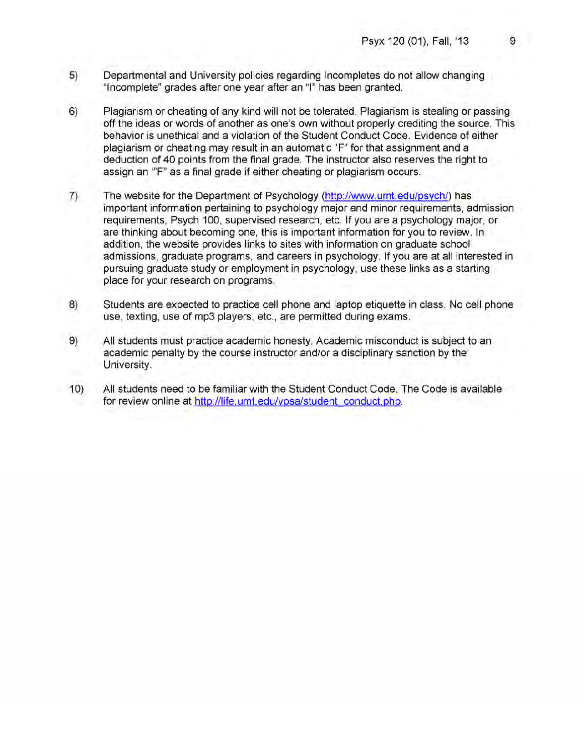5) Departmental and University policies regarding Incompletes do not allow changing "Incomplete" grades after one year after an "I" has been granted.

6) Plagiarism or cheating of any kind will not be tolerated. Plagiarism is stealing or passing off the ideas or words of another as one's own without properly crediting the source. This behavior is unethical and a violation of the Student Conduct Code. Evidence of either plagiarism or cheating may result in an automatic "F" for that assignment and a deduction of 40 points from the final grade. The instructor also reserves the right to assign an ""F" as a final grade if either cheating or plagiarism occurs.

7) The website for the Department of Psychology (http://www.umt.edu/psych/) has important information pertaining to psychology major and minor requirements, admission requirements, Psych 100, supervised research, etc. If you are a psychology major, or are thinking about becoming one, this is important information for you to review. In addition, the website provides links to sites with information on graduate school admissions, graduate programs, and careers in psychology. If you are at all interested in pursuing graduate study or employment in psychology, use these links as a starting place for your research on programs.

8) Students are expected to practice cell phone and laptop etiquette in class. No cell phone use, texting, use of mp3 players, etc., are permitted during exams.

9) All students must practice academic honesty. Academic misconduct is subject to an academic penalty by the course instructor and/or a disciplinary sanction by the University.

10) All students need to be familiar with the Student Conduct Code. The Code is available for review online at http://life.umt.edu/vpsa/student_conduct.php.